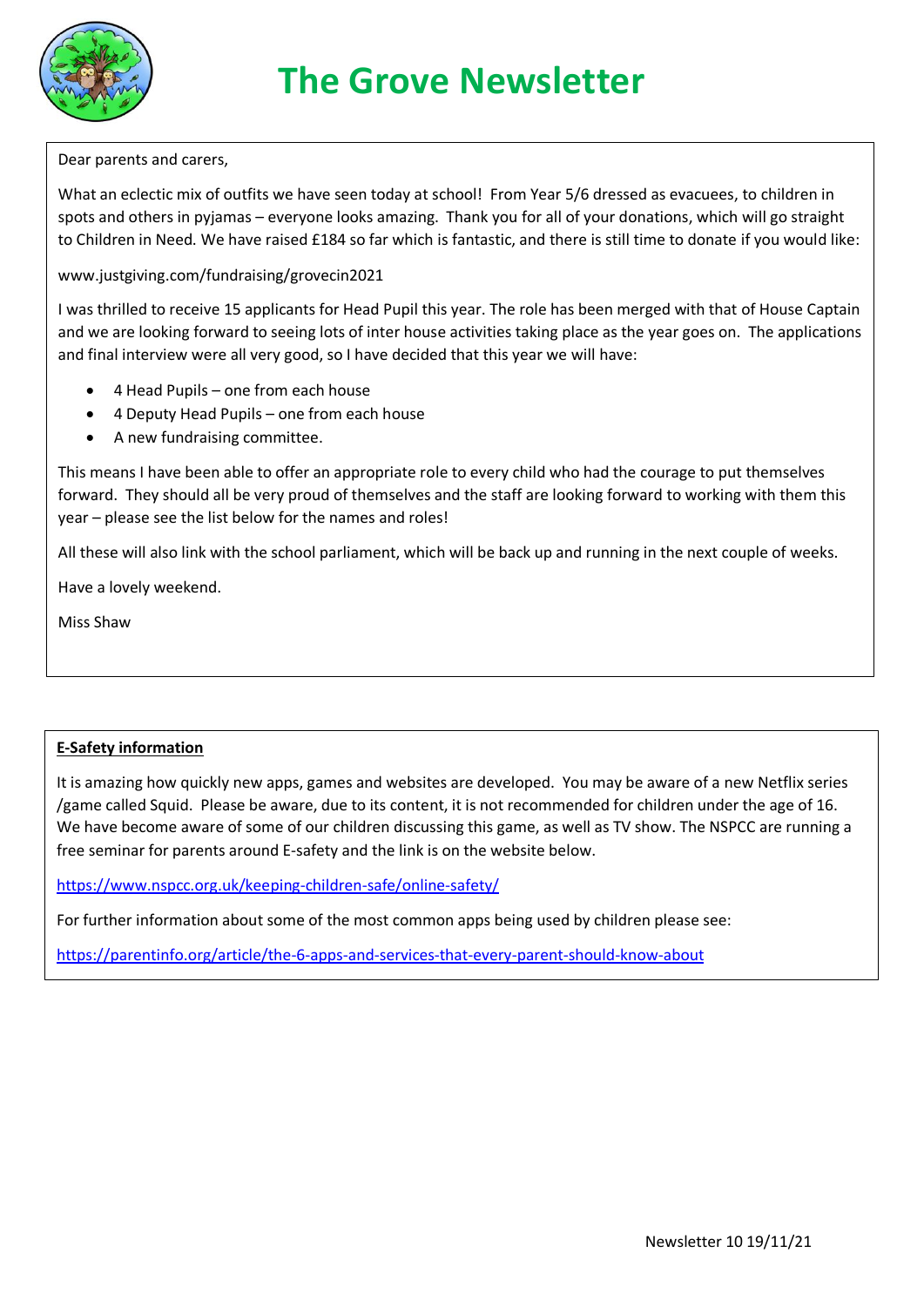# The Grove Newsletter

Dear parents and carers,

What an eclectic mix of outfits we have seen today at school! From Year 5/6 dressed as evacuees, to children in spots and others in pyjamas – everyone looks amazing. Thank you for all of your donations, which will go straight to Children in Need. We have raised £184 so far which is fantastic, and there is still time to donate if you would like:

www.justgiving.com/fundraising/grovecin2021

I was thrilled to receive 15 applicants for Head Pupil this year. The role has been merged with that of House Captain and we are looking forward to seeing lots of inter house activities taking place as the year goes on. The applications and final interview were all very good, so I have decided that this year we will have:

- 4 Head Pupils – one from each house
- 4 Deputy Head Pupils – one from each house
- A new fundraising committee.

This means I have been able to offer an appropriate role to every child who had the courage to put themselves forward. They should all be very proud of themselves and the staff are looking forward to working with them this year – please see the list below for the names and roles!

All these will also link with the school parliament, which will be back up and running in the next couple of weeks.

Have a lovely weekend.

Miss Shaw

**E-Safety information**

It is amazing how quickly new apps, games and websites are developed. You may be aware of a new Netflix series /game called Squid. Please be aware, due to its content, it is not recommended for children under the age of 16. We have become aware of some of our children discussing this game, as well as TV show. The NSPCC are running a free seminar for parents around E-safety and the link is on the website below.

https://www.nspcc.org.uk/keeping-children-safe/online-safety/

For further information about some of the most common apps being used by children please see:

https://parentinfo.org/article/the-6-apps-and-services-that-every-parent-should-know-about

Newsletter 10 19/11/21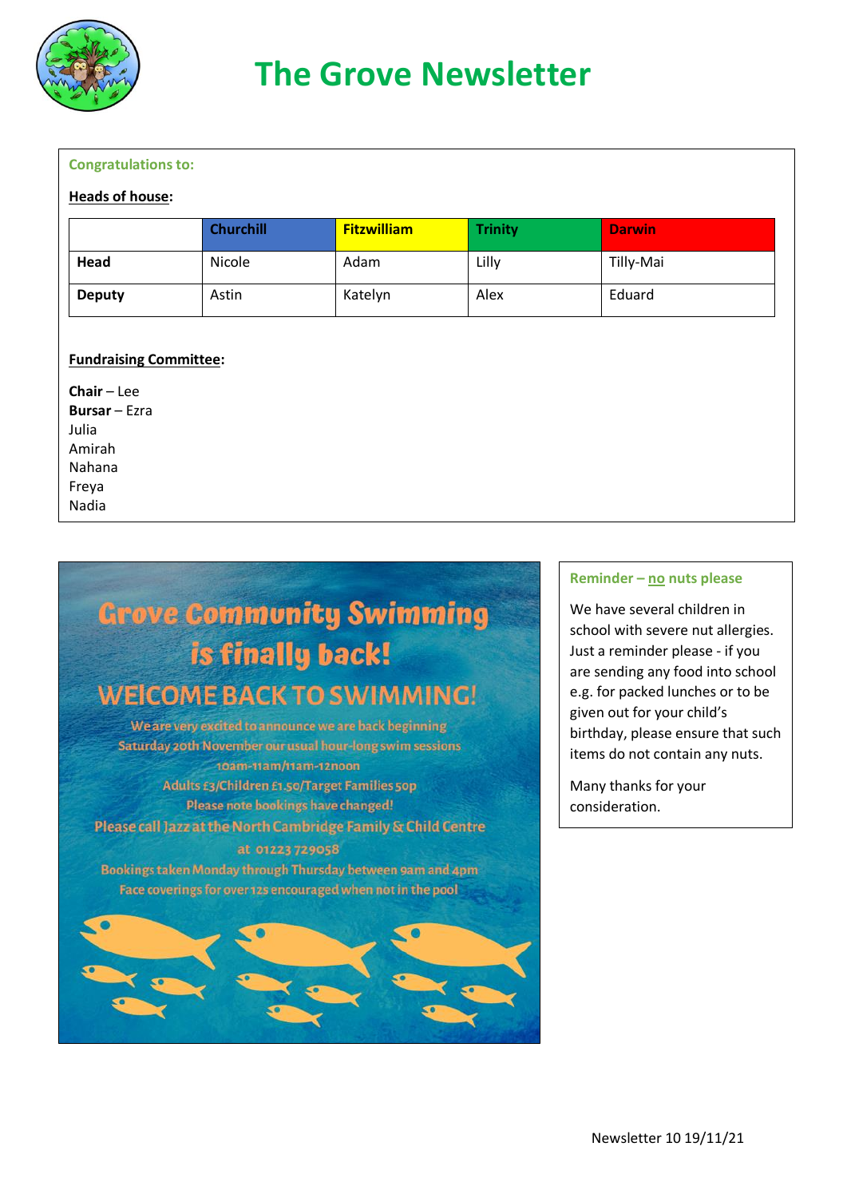# The Grove Newsletter

**Congratulations to:**

**Heads of house:**

| | Churchill | Fitzwilliam | Trinity | Darwin |
|---|---|---|---|---|
| **Head** | Nicole | Adam | Lilly | Tilly-Mai |
| **Deputy** | Astin | Katelyn | Alex | Eduard |

**Fundraising Committee:**

**Chair** – Lee
**Bursar** – Ezra
Julia
Amirah
Nahana
Freya
Nadia

## Grove Community Swimming is finally back!

### WElCOME BACK TO SWIMMING!

We are very excited to announce we are back beginning Saturday 20th November our usual hour-long swim sessions

10am-11am/11am-12noon

Adults £3/Children £1.50/Target Families 50p

Please note bookings have changed!

Please call Jazz at the North Cambridge Family & Child Centre at 01223 729058

Bookings taken Monday through Thursday between 9am and 4pm

Face coverings for over 12s encouraged when not in the pool

**Reminder – no nuts please**

We have several children in school with severe nut allergies. Just a reminder please - if you are sending any food into school e.g. for packed lunches or to be given out for your child's birthday, please ensure that such items do not contain any nuts.

Many thanks for your consideration.

Newsletter 10 19/11/21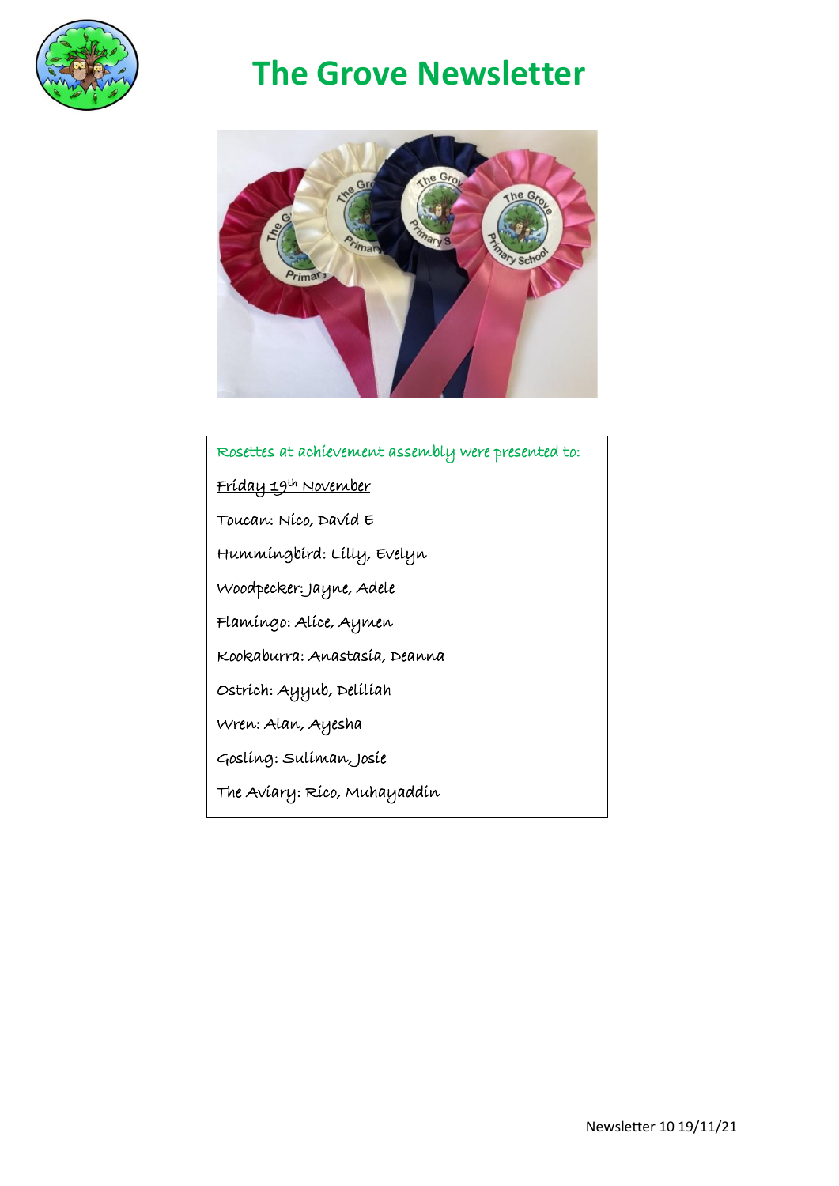# The Grove Newsletter

Rosettes at achievement assembly were presented to:

Friday 19th November

Toucan: Nico, David E

Hummingbird: Lilly, Evelyn

Woodpecker: Jayne, Adele

Flamingo: Alice, Aymen

Kookaburra: Anastasia, Deanna

Ostrich: Ayyub, Deliliah

Wren: Alan, Ayesha

Gosling: Suliman, Josie

The Aviary: Rico, Muhayaddin